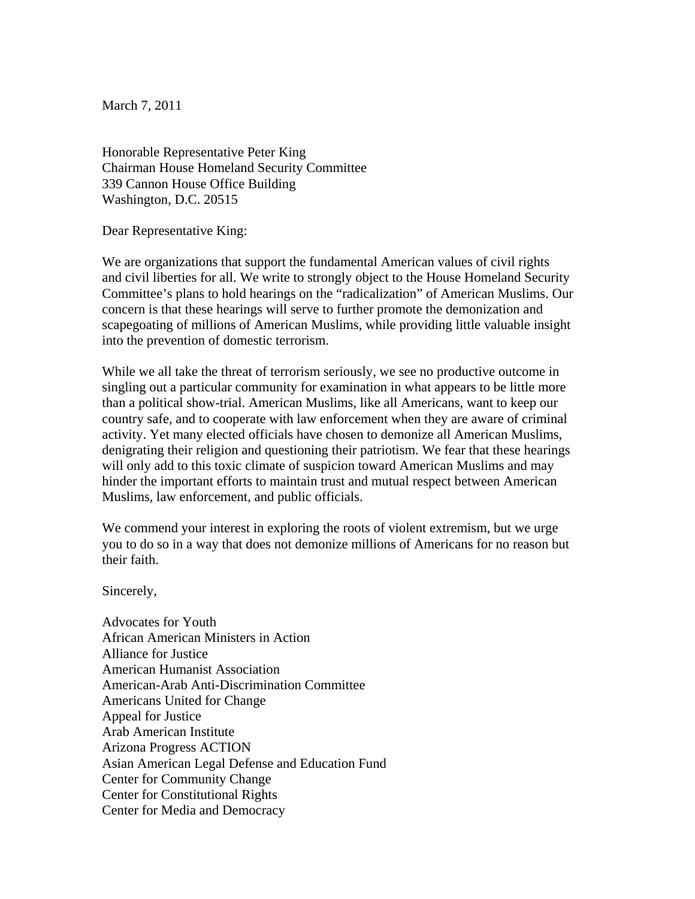March 7, 2011

Honorable Representative Peter King
Chairman House Homeland Security Committee
339 Cannon House Office Building
Washington, D.C. 20515

Dear Representative King:

We are organizations that support the fundamental American values of civil rights and civil liberties for all. We write to strongly object to the House Homeland Security Committee's plans to hold hearings on the "radicalization" of American Muslims. Our concern is that these hearings will serve to further promote the demonization and scapegoating of millions of American Muslims, while providing little valuable insight into the prevention of domestic terrorism.

While we all take the threat of terrorism seriously, we see no productive outcome in singling out a particular community for examination in what appears to be little more than a political show-trial. American Muslims, like all Americans, want to keep our country safe, and to cooperate with law enforcement when they are aware of criminal activity. Yet many elected officials have chosen to demonize all American Muslims, denigrating their religion and questioning their patriotism. We fear that these hearings will only add to this toxic climate of suspicion toward American Muslims and may hinder the important efforts to maintain trust and mutual respect between American Muslims, law enforcement, and public officials.

We commend your interest in exploring the roots of violent extremism, but we urge you to do so in a way that does not demonize millions of Americans for no reason but their faith.

Sincerely,

Advocates for Youth
African American Ministers in Action
Alliance for Justice
American Humanist Association
American-Arab Anti-Discrimination Committee
Americans United for Change
Appeal for Justice
Arab American Institute
Arizona Progress ACTION
Asian American Legal Defense and Education Fund
Center for Community Change
Center for Constitutional Rights
Center for Media and Democracy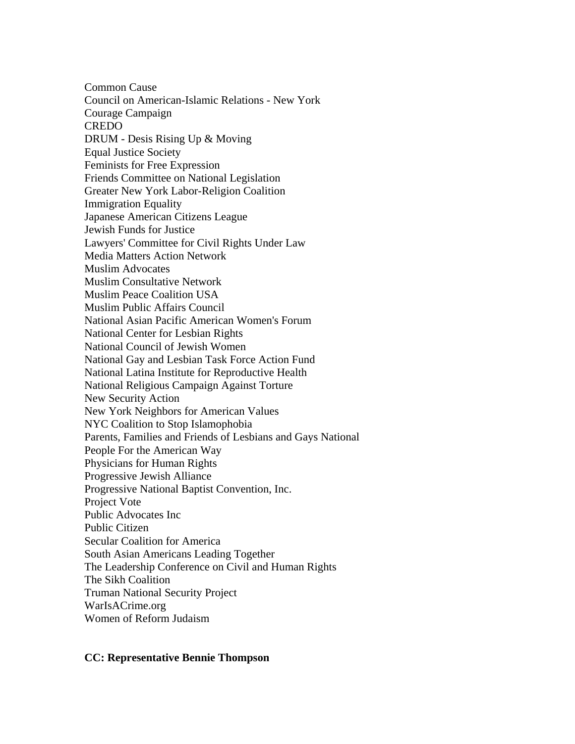Common Cause
Council on American-Islamic Relations - New York
Courage Campaign
CREDO
DRUM - Desis Rising Up & Moving
Equal Justice Society
Feminists for Free Expression
Friends Committee on National Legislation
Greater New York Labor-Religion Coalition
Immigration Equality
Japanese American Citizens League
Jewish Funds for Justice
Lawyers' Committee for Civil Rights Under Law
Media Matters Action Network
Muslim Advocates
Muslim Consultative Network
Muslim Peace Coalition USA
Muslim Public Affairs Council
National Asian Pacific American Women's Forum
National Center for Lesbian Rights
National Council of Jewish Women
National Gay and Lesbian Task Force Action Fund
National Latina Institute for Reproductive Health
National Religious Campaign Against Torture
New Security Action
New York Neighbors for American Values
NYC Coalition to Stop Islamophobia
Parents, Families and Friends of Lesbians and Gays National
People For the American Way
Physicians for Human Rights
Progressive Jewish Alliance
Progressive National Baptist Convention, Inc.
Project Vote
Public Advocates Inc
Public Citizen
Secular Coalition for America
South Asian Americans Leading Together
The Leadership Conference on Civil and Human Rights
The Sikh Coalition
Truman National Security Project
WarIsACrime.org
Women of Reform Judaism

**CC: Representative Bennie Thompson**